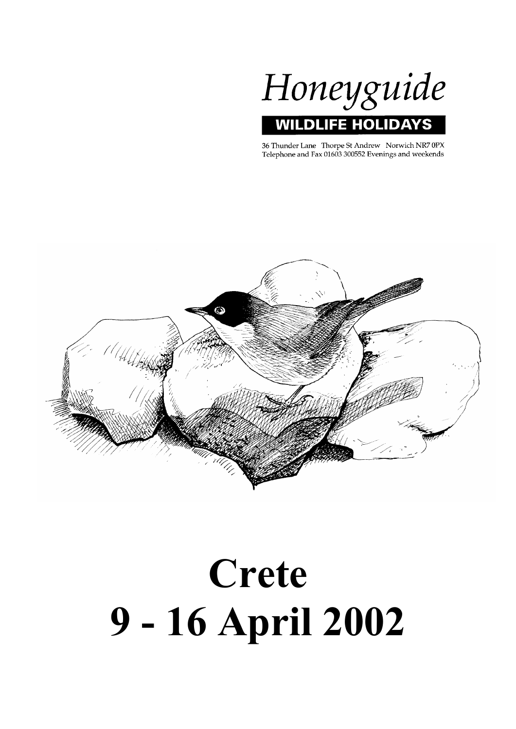# Honeyguide

**WILDLIFE HOLIDAYS**

36 Thunder Lane Thorpe St Andrew Norwich NR7 0PX
Telephone and Fax 01603 300552 Evenings and weekends

# Crete
# 9 - 16 April 2002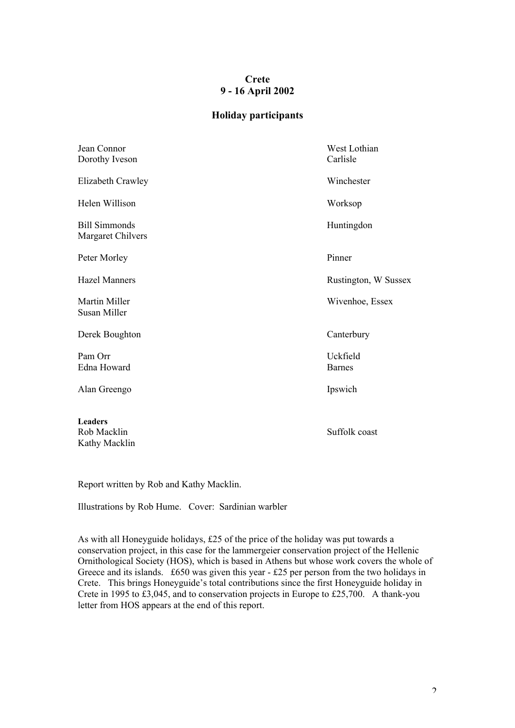# Crete
## 9 - 16 April 2002

## Holiday participants

| | |
|---|---|
| Jean Connor | West Lothian |
| Dorothy Iveson | Carlisle |
| Elizabeth Crawley | Winchester |
| Helen Willison | Worksop |
| Bill Simmonds | Huntingdon |
| Margaret Chilvers | |
| Peter Morley | Pinner |
| Hazel Manners | Rustington, W Sussex |
| Martin Miller | Wivenhoe, Essex |
| Susan Miller | |
| Derek Boughton | Canterbury |
| Pam Orr | Uckfield |
| Edna Howard | Barnes |
| Alan Greengo | Ipswich |

**Leaders**

| | |
|---|---|
| Rob Macklin | Suffolk coast |
| Kathy Macklin | |

Report written by Rob and Kathy Macklin.

Illustrations by Rob Hume. Cover: Sardinian warbler

As with all Honeyguide holidays, £25 of the price of the holiday was put towards a conservation project, in this case for the lammergeier conservation project of the Hellenic Ornithological Society (HOS), which is based in Athens but whose work covers the whole of Greece and its islands. £650 was given this year - £25 per person from the two holidays in Crete. This brings Honeyguide's total contributions since the first Honeyguide holiday in Crete in 1995 to £3,045, and to conservation projects in Europe to £25,700. A thank-you letter from HOS appears at the end of this report.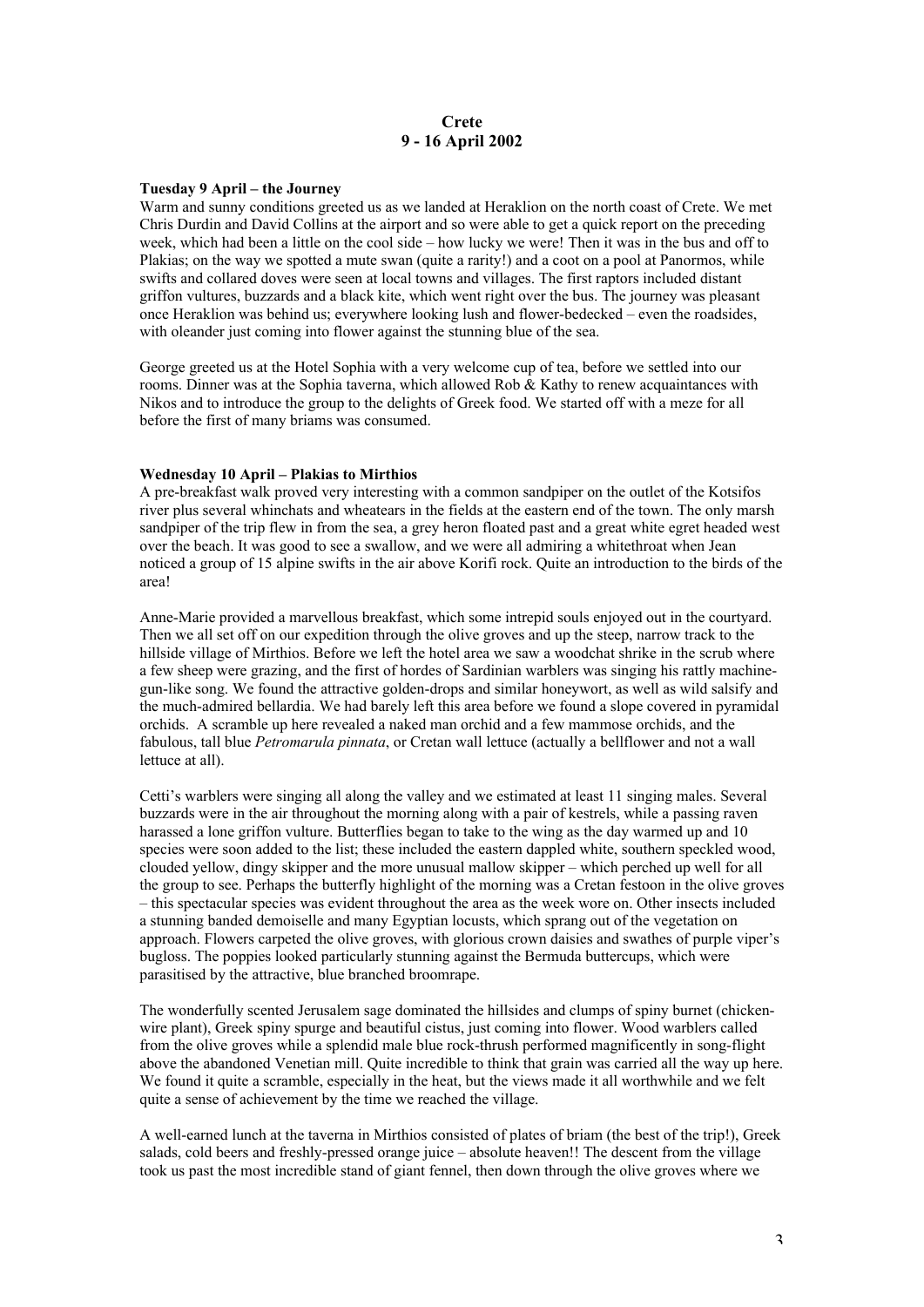# Crete
## 9 - 16 April 2002

**Tuesday 9 April – the Journey**

Warm and sunny conditions greeted us as we landed at Heraklion on the north coast of Crete. We met Chris Durdin and David Collins at the airport and so were able to get a quick report on the preceding week, which had been a little on the cool side – how lucky we were! Then it was in the bus and off to Plakias; on the way we spotted a mute swan (quite a rarity!) and a coot on a pool at Panormos, while swifts and collared doves were seen at local towns and villages. The first raptors included distant griffon vultures, buzzards and a black kite, which went right over the bus. The journey was pleasant once Heraklion was behind us; everywhere looking lush and flower-bedecked – even the roadsides, with oleander just coming into flower against the stunning blue of the sea.

George greeted us at the Hotel Sophia with a very welcome cup of tea, before we settled into our rooms. Dinner was at the Sophia taverna, which allowed Rob & Kathy to renew acquaintances with Nikos and to introduce the group to the delights of Greek food. We started off with a meze for all before the first of many briams was consumed.

**Wednesday 10 April – Plakias to Mirthios**

A pre-breakfast walk proved very interesting with a common sandpiper on the outlet of the Kotsifos river plus several whinchats and wheatears in the fields at the eastern end of the town. The only marsh sandpiper of the trip flew in from the sea, a grey heron floated past and a great white egret headed west over the beach. It was good to see a swallow, and we were all admiring a whitethroat when Jean noticed a group of 15 alpine swifts in the air above Korifi rock. Quite an introduction to the birds of the area!

Anne-Marie provided a marvellous breakfast, which some intrepid souls enjoyed out in the courtyard. Then we all set off on our expedition through the olive groves and up the steep, narrow track to the hillside village of Mirthios. Before we left the hotel area we saw a woodchat shrike in the scrub where a few sheep were grazing, and the first of hordes of Sardinian warblers was singing his rattly machine-gun-like song. We found the attractive golden-drops and similar honeywort, as well as wild salsify and the much-admired bellardia. We had barely left this area before we found a slope covered in pyramidal orchids. A scramble up here revealed a naked man orchid and a few mammose orchids, and the fabulous, tall blue *Petromarula pinnata*, or Cretan wall lettuce (actually a bellflower and not a wall lettuce at all).

Cetti's warblers were singing all along the valley and we estimated at least 11 singing males. Several buzzards were in the air throughout the morning along with a pair of kestrels, while a passing raven harassed a lone griffon vulture. Butterflies began to take to the wing as the day warmed up and 10 species were soon added to the list; these included the eastern dappled white, southern speckled wood, clouded yellow, dingy skipper and the more unusual mallow skipper – which perched up well for all the group to see. Perhaps the butterfly highlight of the morning was a Cretan festoon in the olive groves – this spectacular species was evident throughout the area as the week wore on. Other insects included a stunning banded demoiselle and many Egyptian locusts, which sprang out of the vegetation on approach. Flowers carpeted the olive groves, with glorious crown daisies and swathes of purple viper's bugloss. The poppies looked particularly stunning against the Bermuda buttercups, which were parasitised by the attractive, blue branched broomrape.

The wonderfully scented Jerusalem sage dominated the hillsides and clumps of spiny burnet (chicken-wire plant), Greek spiny spurge and beautiful cistus, just coming into flower. Wood warblers called from the olive groves while a splendid male blue rock-thrush performed magnificently in song-flight above the abandoned Venetian mill. Quite incredible to think that grain was carried all the way up here. We found it quite a scramble, especially in the heat, but the views made it all worthwhile and we felt quite a sense of achievement by the time we reached the village.

A well-earned lunch at the taverna in Mirthios consisted of plates of briam (the best of the trip!), Greek salads, cold beers and freshly-pressed orange juice – absolute heaven!! The descent from the village took us past the most incredible stand of giant fennel, then down through the olive groves where we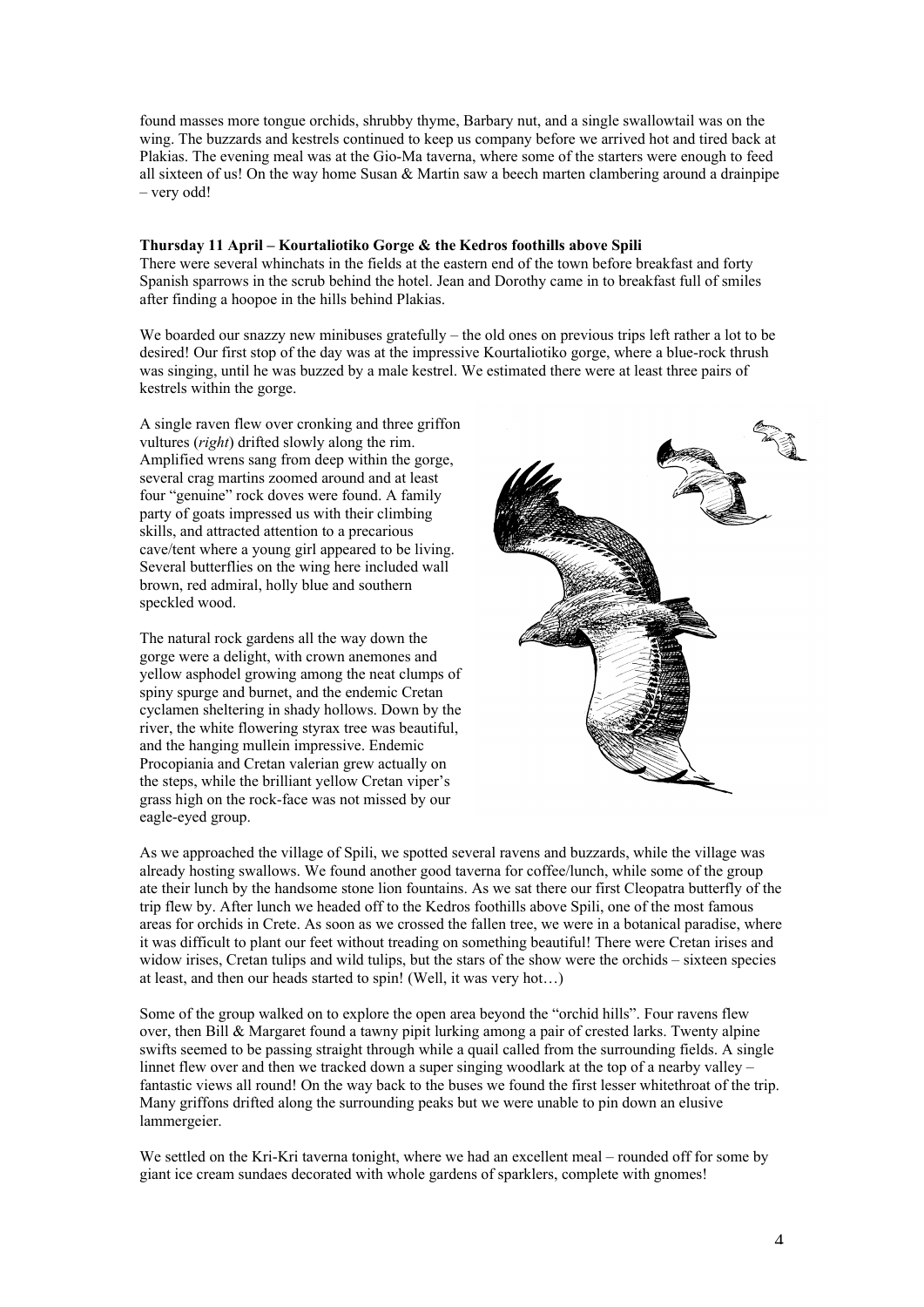found masses more tongue orchids, shrubby thyme, Barbary nut, and a single swallowtail was on the wing. The buzzards and kestrels continued to keep us company before we arrived hot and tired back at Plakias. The evening meal was at the Gio-Ma taverna, where some of the starters were enough to feed all sixteen of us! On the way home Susan & Martin saw a beech marten clambering around a drainpipe – very odd!

**Thursday 11 April – Kourtaliotiko Gorge & the Kedros foothills above Spili**

There were several whinchats in the fields at the eastern end of the town before breakfast and forty Spanish sparrows in the scrub behind the hotel. Jean and Dorothy came in to breakfast full of smiles after finding a hoopoe in the hills behind Plakias.

We boarded our snazzy new minibuses gratefully – the old ones on previous trips left rather a lot to be desired! Our first stop of the day was at the impressive Kourtaliotiko gorge, where a blue-rock thrush was singing, until he was buzzed by a male kestrel. We estimated there were at least three pairs of kestrels within the gorge.

A single raven flew over cronking and three griffon vultures (*right*) drifted slowly along the rim. Amplified wrens sang from deep within the gorge, several crag martins zoomed around and at least four "genuine" rock doves were found. A family party of goats impressed us with their climbing skills, and attracted attention to a precarious cave/tent where a young girl appeared to be living. Several butterflies on the wing here included wall brown, red admiral, holly blue and southern speckled wood.

The natural rock gardens all the way down the gorge were a delight, with crown anemones and yellow asphodel growing among the neat clumps of spiny spurge and burnet, and the endemic Cretan cyclamen sheltering in shady hollows. Down by the river, the white flowering styrax tree was beautiful, and the hanging mullein impressive. Endemic Procopiania and Cretan valerian grew actually on the steps, while the brilliant yellow Cretan viper's grass high on the rock-face was not missed by our eagle-eyed group.

As we approached the village of Spili, we spotted several ravens and buzzards, while the village was already hosting swallows. We found another good taverna for coffee/lunch, while some of the group ate their lunch by the handsome stone lion fountains. As we sat there our first Cleopatra butterfly of the trip flew by. After lunch we headed off to the Kedros foothills above Spili, one of the most famous areas for orchids in Crete. As soon as we crossed the fallen tree, we were in a botanical paradise, where it was difficult to plant our feet without treading on something beautiful! There were Cretan irises and widow irises, Cretan tulips and wild tulips, but the stars of the show were the orchids – sixteen species at least, and then our heads started to spin! (Well, it was very hot…)

Some of the group walked on to explore the open area beyond the "orchid hills". Four ravens flew over, then Bill & Margaret found a tawny pipit lurking among a pair of crested larks. Twenty alpine swifts seemed to be passing straight through while a quail called from the surrounding fields. A single linnet flew over and then we tracked down a super singing woodlark at the top of a nearby valley – fantastic views all round! On the way back to the buses we found the first lesser whitethroat of the trip. Many griffons drifted along the surrounding peaks but we were unable to pin down an elusive lammergeier.

We settled on the Kri-Kri taverna tonight, where we had an excellent meal – rounded off for some by giant ice cream sundaes decorated with whole gardens of sparklers, complete with gnomes!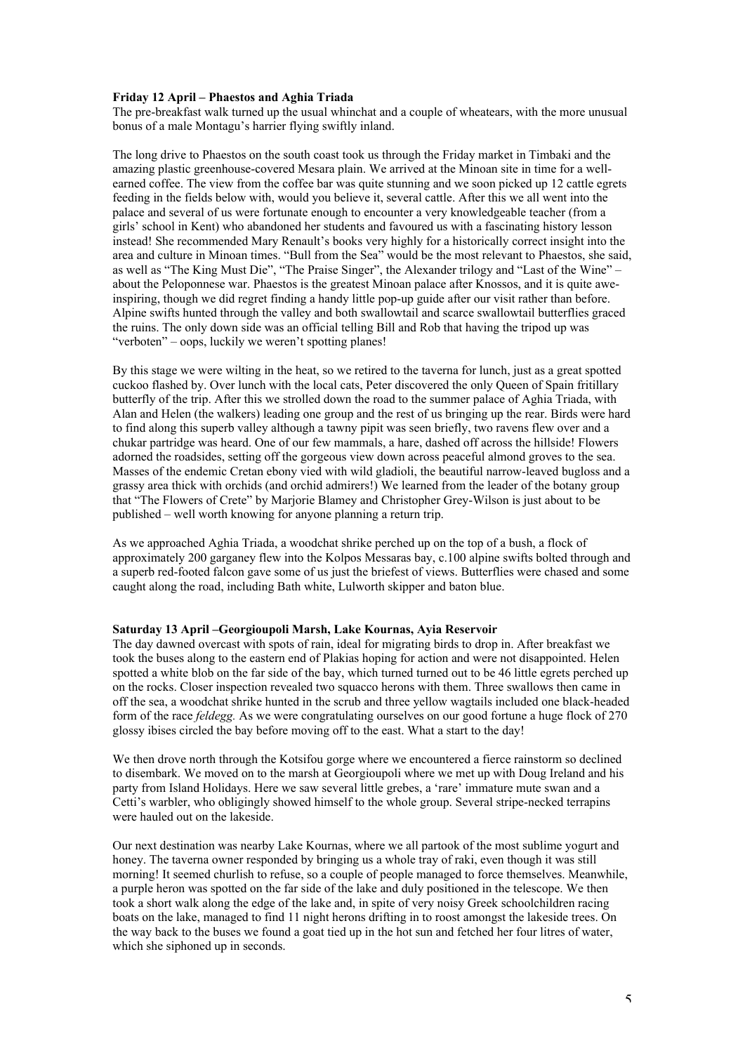**Friday 12 April – Phaestos and Aghia Triada**

The pre-breakfast walk turned up the usual whinchat and a couple of wheatears, with the more unusual bonus of a male Montagu's harrier flying swiftly inland.

The long drive to Phaestos on the south coast took us through the Friday market in Timbaki and the amazing plastic greenhouse-covered Mesara plain. We arrived at the Minoan site in time for a well-earned coffee. The view from the coffee bar was quite stunning and we soon picked up 12 cattle egrets feeding in the fields below with, would you believe it, several cattle. After this we all went into the palace and several of us were fortunate enough to encounter a very knowledgeable teacher (from a girls' school in Kent) who abandoned her students and favoured us with a fascinating history lesson instead! She recommended Mary Renault's books very highly for a historically correct insight into the area and culture in Minoan times. "Bull from the Sea" would be the most relevant to Phaestos, she said, as well as "The King Must Die", "The Praise Singer", the Alexander trilogy and "Last of the Wine" – about the Peloponnese war. Phaestos is the greatest Minoan palace after Knossos, and it is quite awe-inspiring, though we did regret finding a handy little pop-up guide after our visit rather than before. Alpine swifts hunted through the valley and both swallowtail and scarce swallowtail butterflies graced the ruins. The only down side was an official telling Bill and Rob that having the tripod up was "verboten" – oops, luckily we weren't spotting planes!

By this stage we were wilting in the heat, so we retired to the taverna for lunch, just as a great spotted cuckoo flashed by. Over lunch with the local cats, Peter discovered the only Queen of Spain fritillary butterfly of the trip. After this we strolled down the road to the summer palace of Aghia Triada, with Alan and Helen (the walkers) leading one group and the rest of us bringing up the rear. Birds were hard to find along this superb valley although a tawny pipit was seen briefly, two ravens flew over and a chukar partridge was heard. One of our few mammals, a hare, dashed off across the hillside! Flowers adorned the roadsides, setting off the gorgeous view down across peaceful almond groves to the sea. Masses of the endemic Cretan ebony vied with wild gladioli, the beautiful narrow-leaved bugloss and a grassy area thick with orchids (and orchid admirers!) We learned from the leader of the botany group that "The Flowers of Crete" by Marjorie Blamey and Christopher Grey-Wilson is just about to be published – well worth knowing for anyone planning a return trip.

As we approached Aghia Triada, a woodchat shrike perched up on the top of a bush, a flock of approximately 200 garganey flew into the Kolpos Messaras bay, c.100 alpine swifts bolted through and a superb red-footed falcon gave some of us just the briefest of views. Butterflies were chased and some caught along the road, including Bath white, Lulworth skipper and baton blue.

**Saturday 13 April –Georgioupoli Marsh, Lake Kournas, Ayia Reservoir**

The day dawned overcast with spots of rain, ideal for migrating birds to drop in. After breakfast we took the buses along to the eastern end of Plakias hoping for action and were not disappointed. Helen spotted a white blob on the far side of the bay, which turned turned out to be 46 little egrets perched up on the rocks. Closer inspection revealed two squacco herons with them. Three swallows then came in off the sea, a woodchat shrike hunted in the scrub and three yellow wagtails included one black-headed form of the race *feldegg.* As we were congratulating ourselves on our good fortune a huge flock of 270 glossy ibises circled the bay before moving off to the east. What a start to the day!

We then drove north through the Kotsifou gorge where we encountered a fierce rainstorm so declined to disembark. We moved on to the marsh at Georgioupoli where we met up with Doug Ireland and his party from Island Holidays. Here we saw several little grebes, a 'rare' immature mute swan and a Cetti's warbler, who obligingly showed himself to the whole group. Several stripe-necked terrapins were hauled out on the lakeside.

Our next destination was nearby Lake Kournas, where we all partook of the most sublime yogurt and honey. The taverna owner responded by bringing us a whole tray of raki, even though it was still morning! It seemed churlish to refuse, so a couple of people managed to force themselves. Meanwhile, a purple heron was spotted on the far side of the lake and duly positioned in the telescope. We then took a short walk along the edge of the lake and, in spite of very noisy Greek schoolchildren racing boats on the lake, managed to find 11 night herons drifting in to roost amongst the lakeside trees. On the way back to the buses we found a goat tied up in the hot sun and fetched her four litres of water, which she siphoned up in seconds.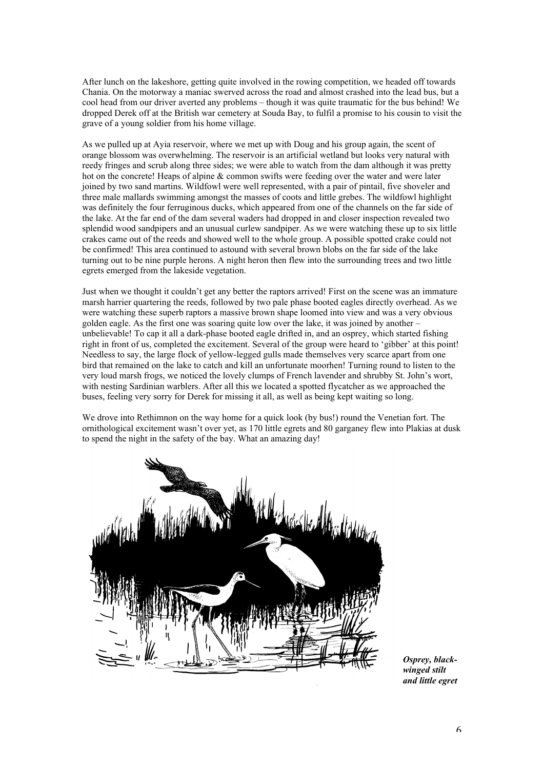After lunch on the lakeshore, getting quite involved in the rowing competition, we headed off towards Chania. On the motorway a maniac swerved across the road and almost crashed into the lead bus, but a cool head from our driver averted any problems – though it was quite traumatic for the bus behind! We dropped Derek off at the British war cemetery at Souda Bay, to fulfil a promise to his cousin to visit the grave of a young soldier from his home village.

As we pulled up at Ayia reservoir, where we met up with Doug and his group again, the scent of orange blossom was overwhelming. The reservoir is an artificial wetland but looks very natural with reedy fringes and scrub along three sides; we were able to watch from the dam although it was pretty hot on the concrete! Heaps of alpine & common swifts were feeding over the water and were later joined by two sand martins. Wildfowl were well represented, with a pair of pintail, five shoveler and three male mallards swimming amongst the masses of coots and little grebes. The wildfowl highlight was definitely the four ferruginous ducks, which appeared from one of the channels on the far side of the lake. At the far end of the dam several waders had dropped in and closer inspection revealed two splendid wood sandpipers and an unusual curlew sandpiper. As we were watching these up to six little crakes came out of the reeds and showed well to the whole group. A possible spotted crake could not be confirmed! This area continued to astound with several brown blobs on the far side of the lake turning out to be nine purple herons. A night heron then flew into the surrounding trees and two little egrets emerged from the lakeside vegetation.

Just when we thought it couldn't get any better the raptors arrived! First on the scene was an immature marsh harrier quartering the reeds, followed by two pale phase booted eagles directly overhead. As we were watching these superb raptors a massive brown shape loomed into view and was a very obvious golden eagle. As the first one was soaring quite low over the lake, it was joined by another – unbelievable! To cap it all a dark-phase booted eagle drifted in, and an osprey, which started fishing right in front of us, completed the excitement. Several of the group were heard to 'gibber' at this point! Needless to say, the large flock of yellow-legged gulls made themselves very scarce apart from one bird that remained on the lake to catch and kill an unfortunate moorhen! Turning round to listen to the very loud marsh frogs, we noticed the lovely clumps of French lavender and shrubby St. John's wort, with nesting Sardinian warblers. After all this we located a spotted flycatcher as we approached the buses, feeling very sorry for Derek for missing it all, as well as being kept waiting so long.

We drove into Rethimnon on the way home for a quick look (by bus!) round the Venetian fort. The ornithological excitement wasn't over yet, as 170 little egrets and 80 garganey flew into Plakias at dusk to spend the night in the safety of the bay. What an amazing day!

***Osprey, black-winged stilt and little egret***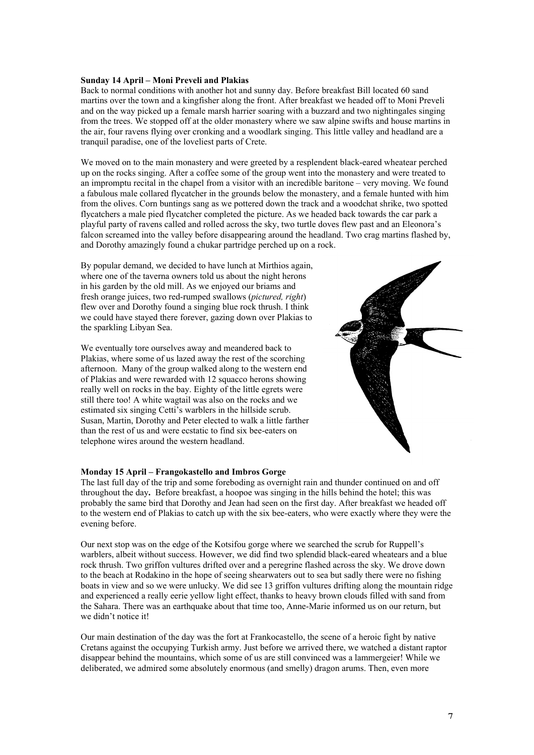**Sunday 14 April – Moni Preveli and Plakias**

Back to normal conditions with another hot and sunny day. Before breakfast Bill located 60 sand martins over the town and a kingfisher along the front. After breakfast we headed off to Moni Preveli and on the way picked up a female marsh harrier soaring with a buzzard and two nightingales singing from the trees. We stopped off at the older monastery where we saw alpine swifts and house martins in the air, four ravens flying over cronking and a woodlark singing. This little valley and headland are a tranquil paradise, one of the loveliest parts of Crete.

We moved on to the main monastery and were greeted by a resplendent black-eared wheatear perched up on the rocks singing. After a coffee some of the group went into the monastery and were treated to an impromptu recital in the chapel from a visitor with an incredible baritone – very moving. We found a fabulous male collared flycatcher in the grounds below the monastery, and a female hunted with him from the olives. Corn buntings sang as we pottered down the track and a woodchat shrike, two spotted flycatchers a male pied flycatcher completed the picture. As we headed back towards the car park a playful party of ravens called and rolled across the sky, two turtle doves flew past and an Eleonora's falcon screamed into the valley before disappearing around the headland. Two crag martins flashed by, and Dorothy amazingly found a chukar partridge perched up on a rock.

By popular demand, we decided to have lunch at Mirthios again, where one of the taverna owners told us about the night herons in his garden by the old mill. As we enjoyed our briams and fresh orange juices, two red-rumped swallows (*pictured, right*) flew over and Dorothy found a singing blue rock thrush. I think we could have stayed there forever, gazing down over Plakias to the sparkling Libyan Sea.

We eventually tore ourselves away and meandered back to Plakias, where some of us lazed away the rest of the scorching afternoon. Many of the group walked along to the western end of Plakias and were rewarded with 12 squacco herons showing really well on rocks in the bay. Eighty of the little egrets were still there too! A white wagtail was also on the rocks and we estimated six singing Cetti's warblers in the hillside scrub. Susan, Martin, Dorothy and Peter elected to walk a little farther than the rest of us and were ecstatic to find six bee-eaters on telephone wires around the western headland.

**Monday 15 April – Frangokastello and Imbros Gorge**

The last full day of the trip and some foreboding as overnight rain and thunder continued on and off throughout the day**.** Before breakfast, a hoopoe was singing in the hills behind the hotel; this was probably the same bird that Dorothy and Jean had seen on the first day. After breakfast we headed off to the western end of Plakias to catch up with the six bee-eaters, who were exactly where they were the evening before.

Our next stop was on the edge of the Kotsifou gorge where we searched the scrub for Ruppell's warblers, albeit without success. However, we did find two splendid black-eared wheatears and a blue rock thrush. Two griffon vultures drifted over and a peregrine flashed across the sky. We drove down to the beach at Rodakino in the hope of seeing shearwaters out to sea but sadly there were no fishing boats in view and so we were unlucky. We did see 13 griffon vultures drifting along the mountain ridge and experienced a really eerie yellow light effect, thanks to heavy brown clouds filled with sand from the Sahara. There was an earthquake about that time too, Anne-Marie informed us on our return, but we didn't notice it!

Our main destination of the day was the fort at Frankocastello, the scene of a heroic fight by native Cretans against the occupying Turkish army. Just before we arrived there, we watched a distant raptor disappear behind the mountains, which some of us are still convinced was a lammergeier! While we deliberated, we admired some absolutely enormous (and smelly) dragon arums. Then, even more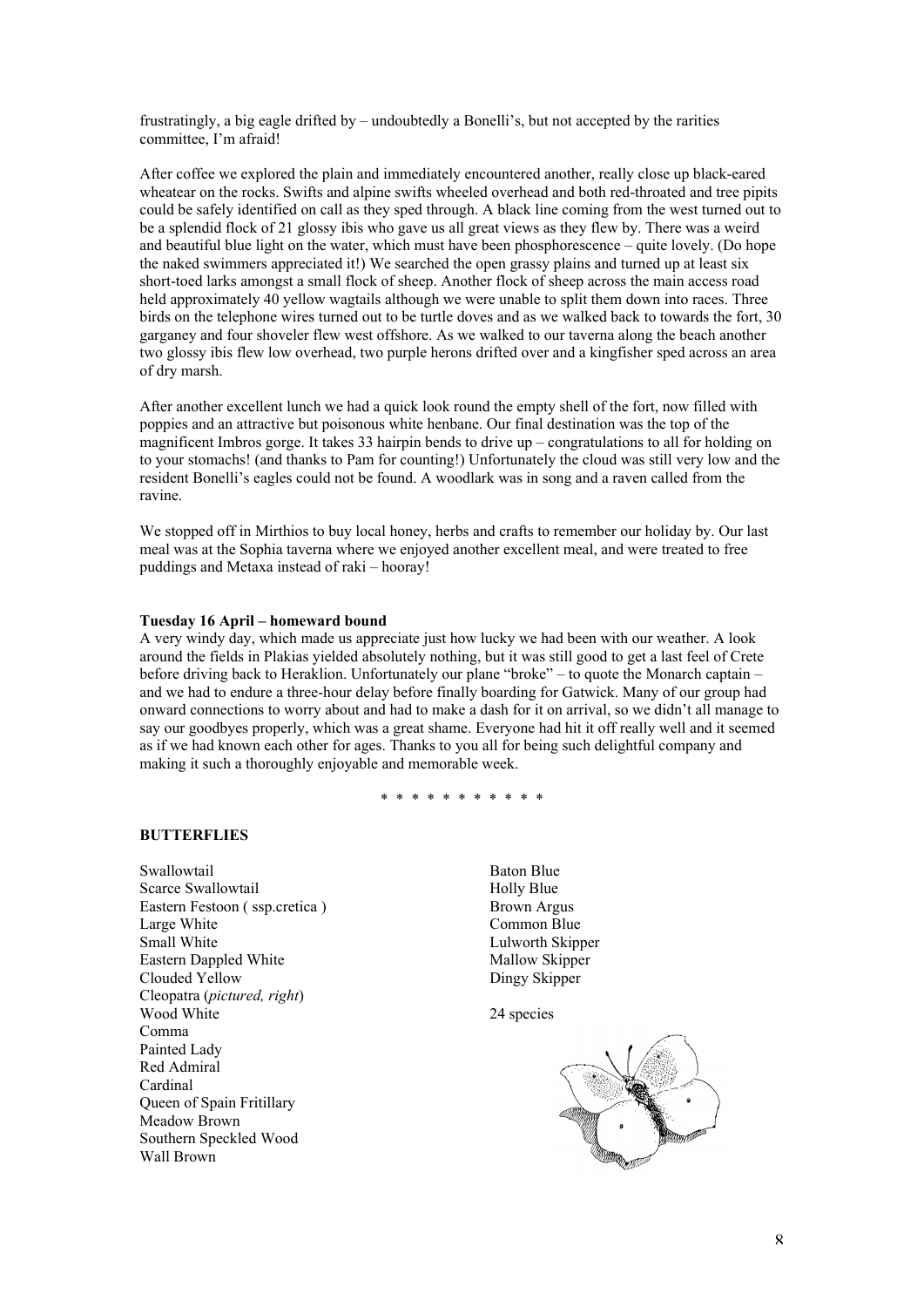frustratingly, a big eagle drifted by – undoubtedly a Bonelli's, but not accepted by the rarities committee, I'm afraid!

After coffee we explored the plain and immediately encountered another, really close up black-eared wheatear on the rocks. Swifts and alpine swifts wheeled overhead and both red-throated and tree pipits could be safely identified on call as they sped through. A black line coming from the west turned out to be a splendid flock of 21 glossy ibis who gave us all great views as they flew by. There was a weird and beautiful blue light on the water, which must have been phosphorescence – quite lovely. (Do hope the naked swimmers appreciated it!) We searched the open grassy plains and turned up at least six short-toed larks amongst a small flock of sheep. Another flock of sheep across the main access road held approximately 40 yellow wagtails although we were unable to split them down into races. Three birds on the telephone wires turned out to be turtle doves and as we walked back to towards the fort, 30 garganey and four shoveler flew west offshore. As we walked to our taverna along the beach another two glossy ibis flew low overhead, two purple herons drifted over and a kingfisher sped across an area of dry marsh.

After another excellent lunch we had a quick look round the empty shell of the fort, now filled with poppies and an attractive but poisonous white henbane. Our final destination was the top of the magnificent Imbros gorge. It takes 33 hairpin bends to drive up – congratulations to all for holding on to your stomachs! (and thanks to Pam for counting!) Unfortunately the cloud was still very low and the resident Bonelli's eagles could not be found. A woodlark was in song and a raven called from the ravine.

We stopped off in Mirthios to buy local honey, herbs and crafts to remember our holiday by. Our last meal was at the Sophia taverna where we enjoyed another excellent meal, and were treated to free puddings and Metaxa instead of raki – hooray!

**Tuesday 16 April – homeward bound**

A very windy day, which made us appreciate just how lucky we had been with our weather. A look around the fields in Plakias yielded absolutely nothing, but it was still good to get a last feel of Crete before driving back to Heraklion. Unfortunately our plane "broke" – to quote the Monarch captain – and we had to endure a three-hour delay before finally boarding for Gatwick. Many of our group had onward connections to worry about and had to make a dash for it on arrival, so we didn't all manage to say our goodbyes properly, which was a great shame. Everyone had hit it off really well and it seemed as if we had known each other for ages. Thanks to you all for being such delightful company and making it such a thoroughly enjoyable and memorable week.

\* \* \* \* \* \* \* \* \* \* \*

**BUTTERFLIES**

Swallowtail
Scarce Swallowtail
Eastern Festoon ( ssp.cretica )
Large White
Small White
Eastern Dappled White
Clouded Yellow
Cleopatra (*pictured, right*)
Wood White
Comma
Painted Lady
Red Admiral
Cardinal
Queen of Spain Fritillary
Meadow Brown
Southern Speckled Wood
Wall Brown
Baton Blue
Holly Blue
Brown Argus
Common Blue
Lulworth Skipper
Mallow Skipper
Dingy Skipper

24 species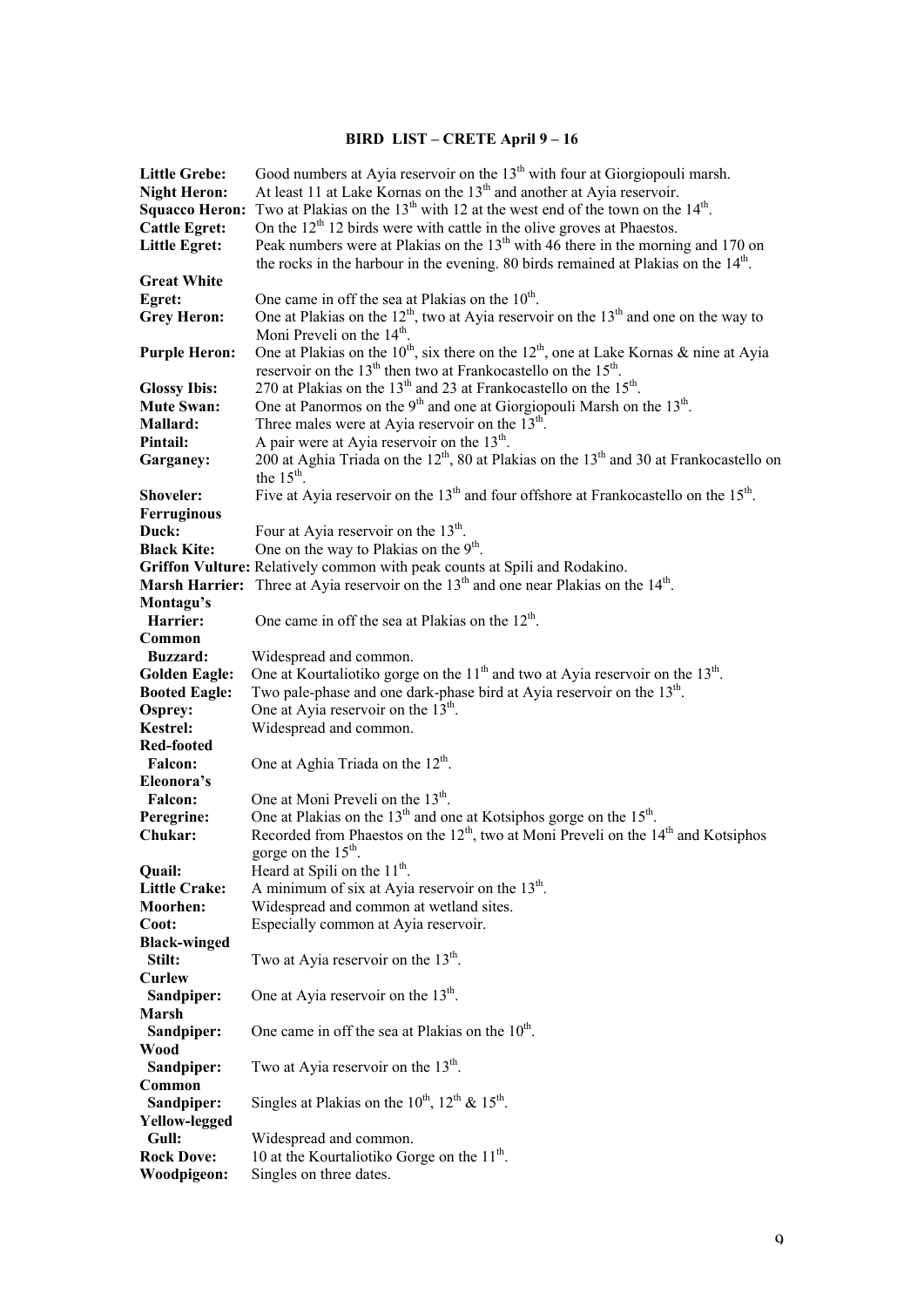# BIRD LIST – CRETE April 9 – 16

**Little Grebe:** Good numbers at Ayia reservoir on the 13th with four at Giorgiopouli marsh.

**Night Heron:** At least 11 at Lake Kornas on the 13th and another at Ayia reservoir.

**Squacco Heron:** Two at Plakias on the 13th with 12 at the west end of the town on the 14th.

**Cattle Egret:** On the 12th 12 birds were with cattle in the olive groves at Phaestos.

**Little Egret:** Peak numbers were at Plakias on the 13th with 46 there in the morning and 170 on the rocks in the harbour in the evening. 80 birds remained at Plakias on the 14th.

**Great White Egret:** One came in off the sea at Plakias on the 10th.

**Grey Heron:** One at Plakias on the 12th, two at Ayia reservoir on the 13th and one on the way to Moni Preveli on the 14th.

**Purple Heron:** One at Plakias on the 10th, six there on the 12th, one at Lake Kornas & nine at Ayia reservoir on the 13th then two at Frankocastello on the 15th.

**Glossy Ibis:** 270 at Plakias on the 13th and 23 at Frankocastello on the 15th.

**Mute Swan:** One at Panormos on the 9th and one at Giorgiopouli Marsh on the 13th.

**Mallard:** Three males were at Ayia reservoir on the 13th.

**Pintail:** A pair were at Ayia reservoir on the 13th.

**Garganey:** 200 at Aghia Triada on the 12th, 80 at Plakias on the 13th and 30 at Frankocastello on the 15th.

**Shoveler:** Five at Ayia reservoir on the 13th and four offshore at Frankocastello on the 15th.

**Ferruginous Duck:** Four at Ayia reservoir on the 13th.

**Black Kite:** One on the way to Plakias on the 9th.

**Griffon Vulture:** Relatively common with peak counts at Spili and Rodakino.

**Marsh Harrier:** Three at Ayia reservoir on the 13th and one near Plakias on the 14th.

**Montagu's Harrier:** One came in off the sea at Plakias on the 12th.

**Common Buzzard:** Widespread and common.

**Golden Eagle:** One at Kourtaliotiko gorge on the 11th and two at Ayia reservoir on the 13th.

**Booted Eagle:** Two pale-phase and one dark-phase bird at Ayia reservoir on the 13th.

**Osprey:** One at Ayia reservoir on the 13th.

**Kestrel:** Widespread and common.

**Red-footed Falcon:** One at Aghia Triada on the 12th.

**Eleonora's Falcon:** One at Moni Preveli on the 13th.

**Peregrine:** One at Plakias on the 13th and one at Kotsiphos gorge on the 15th.

**Chukar:** Recorded from Phaestos on the 12th, two at Moni Preveli on the 14th and Kotsiphos gorge on the 15th.

**Quail:** Heard at Spili on the 11th.

**Little Crake:** A minimum of six at Ayia reservoir on the 13th.

**Moorhen:** Widespread and common at wetland sites.

**Coot:** Especially common at Ayia reservoir.

**Black-winged Stilt:** Two at Ayia reservoir on the 13th.

**Curlew Sandpiper:** One at Ayia reservoir on the 13th.

**Marsh Sandpiper:** One came in off the sea at Plakias on the 10th.

**Wood Sandpiper:** Two at Ayia reservoir on the 13th.

**Common Sandpiper:** Singles at Plakias on the 10th, 12th & 15th.

**Yellow-legged Gull:** Widespread and common.

**Rock Dove:** 10 at the Kourtaliotiko Gorge on the 11th.

**Woodpigeon:** Singles on three dates.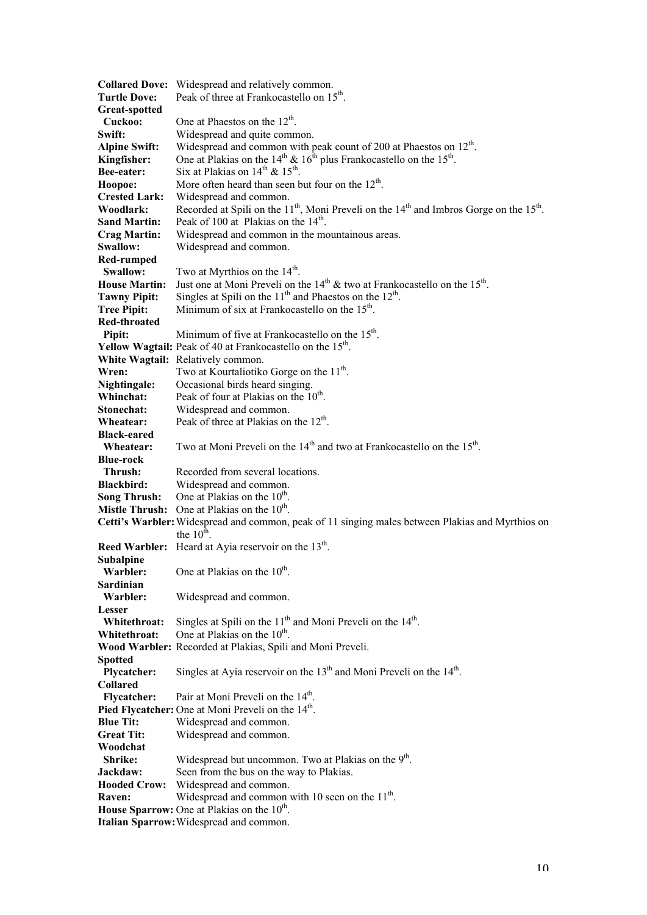**Collared Dove:** Widespread and relatively common.
**Turtle Dove:** Peak of three at Frankocastello on 15th.
**Great-spotted Cuckoo:** One at Phaestos on the 12th.
**Swift:** Widespread and quite common.
**Alpine Swift:** Widespread and common with peak count of 200 at Phaestos on 12th.
**Kingfisher:** One at Plakias on the 14th & 16th plus Frankocastello on the 15th.
**Bee-eater:** Six at Plakias on 14th & 15th.
**Hoopoe:** More often heard than seen but four on the 12th.
**Crested Lark:** Widespread and common.
**Woodlark:** Recorded at Spili on the 11th, Moni Preveli on the 14th and Imbros Gorge on the 15th.
**Sand Martin:** Peak of 100 at Plakias on the 14th.
**Crag Martin:** Widespread and common in the mountainous areas.
**Swallow:** Widespread and common.
**Red-rumped Swallow:** Two at Myrthios on the 14th.
**House Martin:** Just one at Moni Preveli on the 14th & two at Frankocastello on the 15th.
**Tawny Pipit:** Singles at Spili on the 11th and Phaestos on the 12th.
**Tree Pipit:** Minimum of six at Frankocastello on the 15th.
**Red-throated Pipit:** Minimum of five at Frankocastello on the 15th.
**Yellow Wagtail:** Peak of 40 at Frankocastello on the 15th.
**White Wagtail:** Relatively common.
**Wren:** Two at Kourtaliotiko Gorge on the 11th.
**Nightingale:** Occasional birds heard singing.
**Whinchat:** Peak of four at Plakias on the 10th.
**Stonechat:** Widespread and common.
**Wheatear:** Peak of three at Plakias on the 12th.
**Black-eared Wheatear:** Two at Moni Preveli on the 14th and two at Frankocastello on the 15th.
**Blue-rock Thrush:** Recorded from several locations.
**Blackbird:** Widespread and common.
**Song Thrush:** One at Plakias on the 10th.
**Mistle Thrush:** One at Plakias on the 10th.
**Cetti's Warbler:** Widespread and common, peak of 11 singing males between Plakias and Myrthios on the 10th.
**Reed Warbler:** Heard at Ayia reservoir on the 13th.
**Subalpine Warbler:** One at Plakias on the 10th.
**Sardinian Warbler:** Widespread and common.
**Lesser Whitethroat:** Singles at Spili on the 11th and Moni Preveli on the 14th.
**Whitethroat:** One at Plakias on the 10th.
**Wood Warbler:** Recorded at Plakias, Spili and Moni Preveli.
**Spotted Flycatcher:** Singles at Ayia reservoir on the 13th and Moni Preveli on the 14th.
**Collared Flycatcher:** Pair at Moni Preveli on the 14th.
**Pied Flycatcher:** One at Moni Preveli on the 14th.
**Blue Tit:** Widespread and common.
**Great Tit:** Widespread and common.
**Woodchat Shrike:** Widespread but uncommon. Two at Plakias on the 9th.
**Jackdaw:** Seen from the bus on the way to Plakias.
**Hooded Crow:** Widespread and common.
**Raven:** Widespread and common with 10 seen on the 11th.
**House Sparrow:** One at Plakias on the 10th.
**Italian Sparrow:** Widespread and common.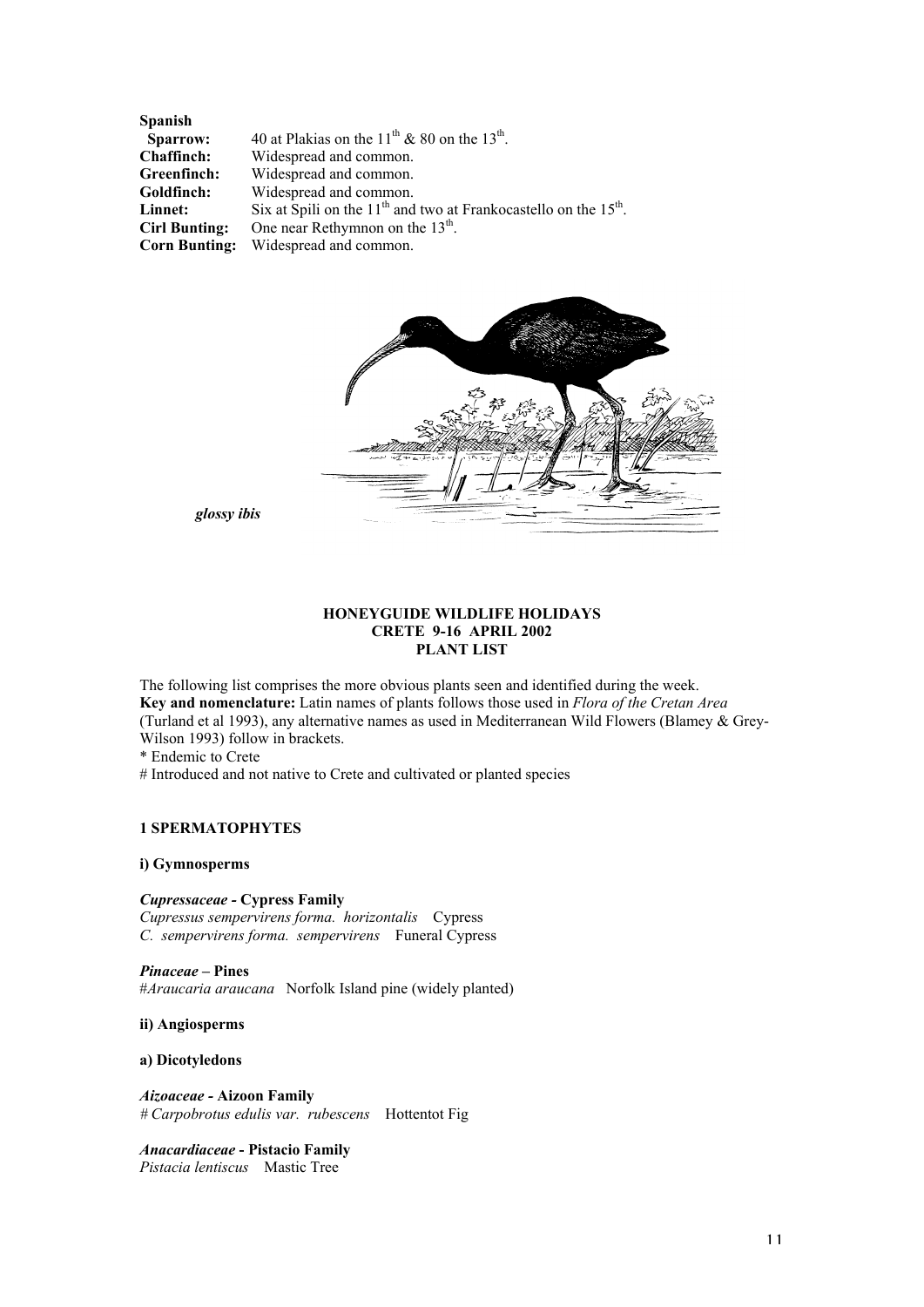**Spanish Sparrow:** 40 at Plakias on the 11th & 80 on the 13th.
**Chaffinch:** Widespread and common.
**Greenfinch:** Widespread and common.
**Goldfinch:** Widespread and common.
**Linnet:** Six at Spili on the 11th and two at Frankocastello on the 15th.
**Cirl Bunting:** One near Rethymnon on the 13th.
**Corn Bunting:** Widespread and common.

*glossy ibis*

**HONEYGUIDE WILDLIFE HOLIDAYS**
**CRETE 9-16 APRIL 2002**
**PLANT LIST**

The following list comprises the more obvious plants seen and identified during the week.
**Key and nomenclature:** Latin names of plants follows those used in *Flora of the Cretan Area* (Turland et al 1993), any alternative names as used in Mediterranean Wild Flowers (Blamey & Grey-Wilson 1993) follow in brackets.
* Endemic to Crete
# Introduced and not native to Crete and cultivated or planted species

## 1 SPERMATOPHYTES

### i) Gymnosperms

***Cupressaceae* - Cypress Family**
*Cupressus sempervirens forma. horizontalis* Cypress
*C. sempervirens forma. sempervirens* Funeral Cypress

***Pinaceae* – Pines**
#*Araucaria araucana* Norfolk Island pine (widely planted)

### ii) Angiosperms

**a) Dicotyledons**

***Aizoaceae* - Aizoon Family**
# *Carpobrotus edulis var. rubescens* Hottentot Fig

***Anacardiaceae* - Pistacio Family**
*Pistacia lentiscus* Mastic Tree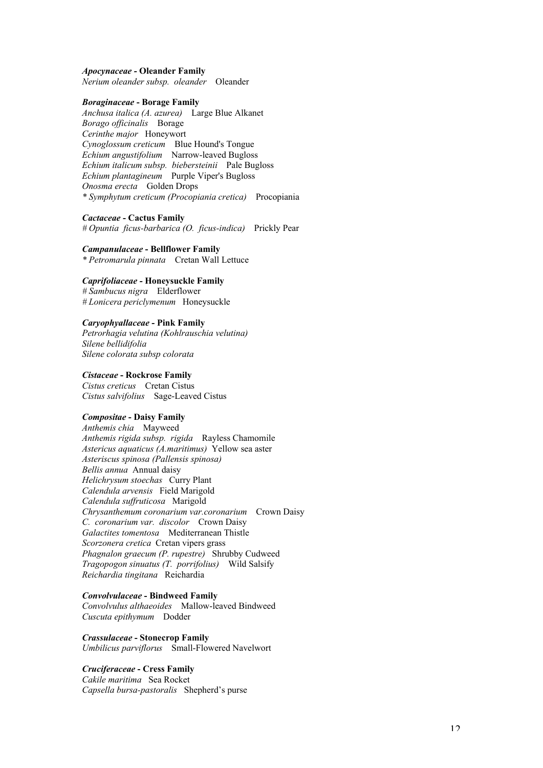***Apocynaceae* - Oleander Family**
*Nerium oleander subsp. oleander* Oleander

***Boraginaceae* - Borage Family**
*Anchusa italica (A. azurea)* Large Blue Alkanet
*Borago officinalis* Borage
*Cerinthe major* Honeywort
*Cynoglossum creticum* Blue Hound's Tongue
*Echium angustifolium* Narrow-leaved Bugloss
*Echium italicum subsp. biebersteinii* Pale Bugloss
*Echium plantagineum* Purple Viper's Bugloss
*Onosma erecta* Golden Drops
*\* Symphytum creticum (Procopiania cretica)* Procopiania

***Cactaceae* - Cactus Family**
*# Opuntia ficus-barbarica (O. ficus-indica)* Prickly Pear

***Campanulaceae* - Bellflower Family**
*\* Petromarula pinnata* Cretan Wall Lettuce

***Caprifoliaceae* - Honeysuckle Family**
*# Sambucus nigra* Elderflower
*# Lonicera periclymenum* Honeysuckle

***Caryophyallaceae* - Pink Family**
*Petrorhagia velutina (Kohlrauschia velutina)*
*Silene bellidifolia*
*Silene colorata subsp colorata*

***Cistaceae* - Rockrose Family**
*Cistus creticus* Cretan Cistus
*Cistus salvifolius* Sage-Leaved Cistus

***Compositae* - Daisy Family**
*Anthemis chia* Mayweed
*Anthemis rigida subsp. rigida* Rayless Chamomile
*Astericus aquaticus (A.maritimus)* Yellow sea aster
*Asteriscus spinosa (Pallensis spinosa)*
*Bellis annua* Annual daisy
*Helichrysum stoechas* Curry Plant
*Calendula arvensis* Field Marigold
*Calendula suffruticosa* Marigold
*Chrysanthemum coronarium var.coronarium* Crown Daisy
*C. coronarium var. discolor* Crown Daisy
*Galactites tomentosa* Mediterranean Thistle
*Scorzonera cretica* Cretan vipers grass
*Phagnalon graecum (P. rupestre)* Shrubby Cudweed
*Tragopogon sinuatus (T. porrifolius)* Wild Salsify
*Reichardia tingitana* Reichardia

***Convolvulaceae* - Bindweed Family**
*Convolvulus althaeoides* Mallow-leaved Bindweed
*Cuscuta epithymum* Dodder

***Crassulaceae* - Stonecrop Family**
*Umbilicus parviflorus* Small-Flowered Navelwort

***Cruciferaceae* - Cress Family**
*Cakile maritima* Sea Rocket
*Capsella bursa-pastoralis* Shepherd's purse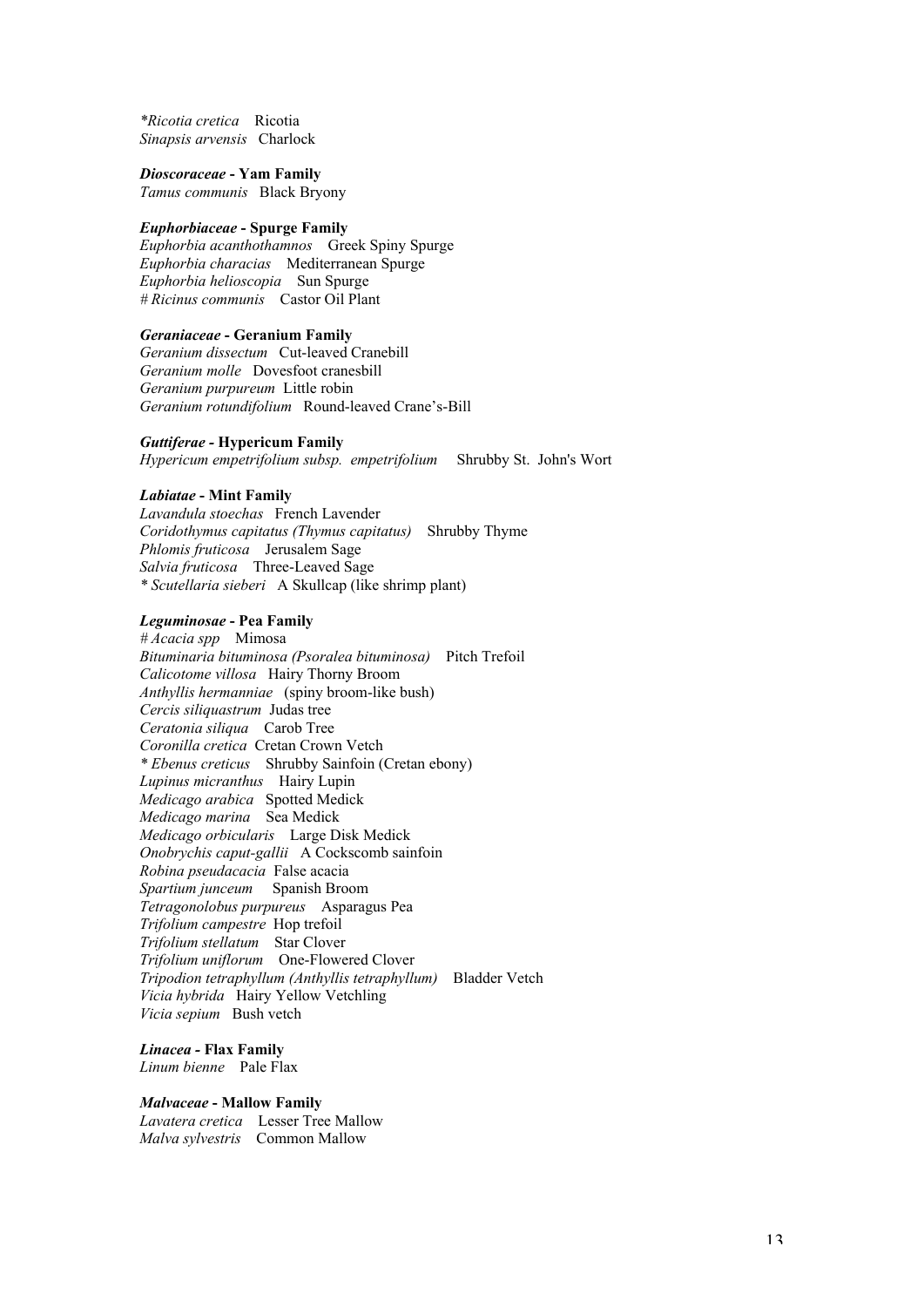*\*Ricotia cretica*   Ricotia
*Sinapsis arvensis*   Charlock

***Dioscoraceae* - Yam Family**
*Tamus communis*   Black Bryony

***Euphorbiaceae* - Spurge Family**
*Euphorbia acanthothamnos*   Greek Spiny Spurge
*Euphorbia characias*   Mediterranean Spurge
*Euphorbia helioscopia*   Sun Spurge
*# Ricinus communis*   Castor Oil Plant

***Geraniaceae* - Geranium Family**
*Geranium dissectum*   Cut-leaved Cranebill
*Geranium molle*   Dovesfoot cranesbill
*Geranium purpureum*   Little robin
*Geranium rotundifolium*   Round-leaved Crane's-Bill

***Guttiferae* - Hypericum Family**
*Hypericum empetrifolium subsp. empetrifolium*   Shrubby St. John's Wort

***Labiatae* - Mint Family**
*Lavandula stoechas*   French Lavender
*Coridothymus capitatus (Thymus capitatus)*   Shrubby Thyme
*Phlomis fruticosa*   Jerusalem Sage
*Salvia fruticosa*   Three-Leaved Sage
*\* Scutellaria sieberi*   A Skullcap (like shrimp plant)

***Leguminosae* - Pea Family**
*# Acacia spp*   Mimosa
*Bituminaria bituminosa (Psoralea bituminosa)*   Pitch Trefoil
*Calicotome villosa*   Hairy Thorny Broom
*Anthyllis hermanniae*   (spiny broom-like bush)
*Cercis siliquastrum*   Judas tree
*Ceratonia siliqua*   Carob Tree
*Coronilla cretica*   Cretan Crown Vetch
*\* Ebenus creticus*   Shrubby Sainfoin (Cretan ebony)
*Lupinus micranthus*   Hairy Lupin
*Medicago arabica*   Spotted Medick
*Medicago marina*   Sea Medick
*Medicago orbicularis*   Large Disk Medick
*Onobrychis caput-gallii*   A Cockscomb sainfoin
*Robina pseudacacia*   False acacia
*Spartium junceum*   Spanish Broom
*Tetragonolobus purpureus*   Asparagus Pea
*Trifolium campestre*   Hop trefoil
*Trifolium stellatum*   Star Clover
*Trifolium uniflorum*   One-Flowered Clover
*Tripodion tetraphyllum (Anthyllis tetraphyllum)*   Bladder Vetch
*Vicia hybrida*   Hairy Yellow Vetchling
*Vicia sepium*   Bush vetch

***Linacea* - Flax Family**
*Linum bienne*   Pale Flax

***Malvaceae* - Mallow Family**
*Lavatera cretica*   Lesser Tree Mallow
*Malva sylvestris*   Common Mallow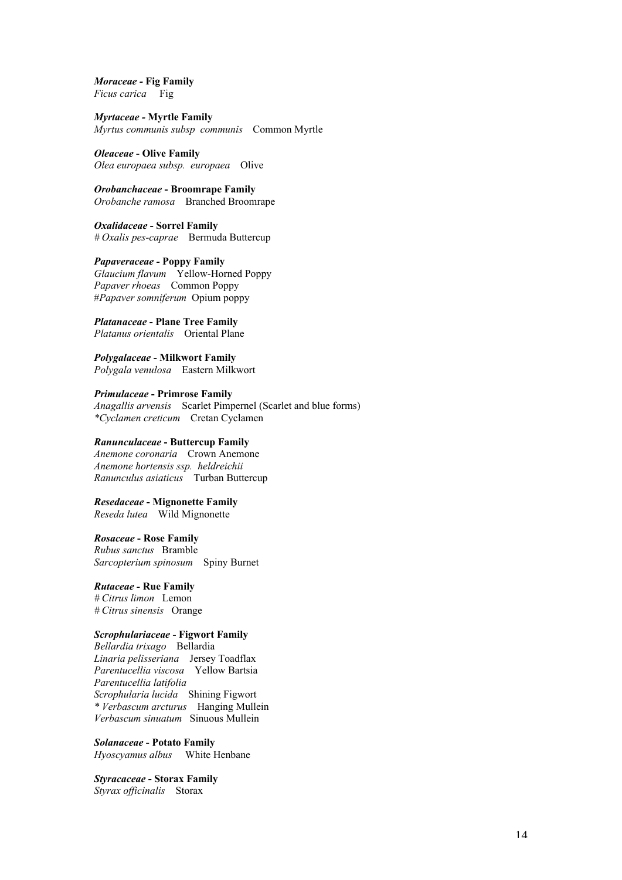***Moraceae* - Fig Family**
*Ficus carica* Fig

***Myrtaceae* - Myrtle Family**
*Myrtus communis subsp communis* Common Myrtle

***Oleaceae* - Olive Family**
*Olea europaea subsp. europaea* Olive

***Orobanchaceae* - Broomrape Family**
*Orobanche ramosa* Branched Broomrape

***Oxalidaceae* - Sorrel Family**
*# Oxalis pes-caprae* Bermuda Buttercup

***Papaveraceae* - Poppy Family**
*Glaucium flavum* Yellow-Horned Poppy
*Papaver rhoeas* Common Poppy
#*Papaver somniferum* Opium poppy

***Platanaceae* - Plane Tree Family**
*Platanus orientalis* Oriental Plane

***Polygalaceae* - Milkwort Family**
*Polygala venulosa* Eastern Milkwort

***Primulaceae* - Primrose Family**
*Anagallis arvensis* Scarlet Pimpernel (Scarlet and blue forms)
*\*Cyclamen creticum* Cretan Cyclamen

***Ranunculaceae* - Buttercup Family**
*Anemone coronaria* Crown Anemone
*Anemone hortensis ssp. heldreichii*
*Ranunculus asiaticus* Turban Buttercup

***Resedaceae* - Mignonette Family**
*Reseda lutea* Wild Mignonette

***Rosaceae* - Rose Family**
*Rubus sanctus* Bramble
*Sarcopterium spinosum* Spiny Burnet

***Rutaceae* - Rue Family**
*# Citrus limon* Lemon
*# Citrus sinensis* Orange

***Scrophulariaceae* - Figwort Family**
*Bellardia trixago* Bellardia
*Linaria pelisseriana* Jersey Toadflax
*Parentucellia viscosa* Yellow Bartsia
*Parentucellia latifolia*
*Scrophularia lucida* Shining Figwort
*\* Verbascum arcturus* Hanging Mullein
*Verbascum sinuatum* Sinuous Mullein

***Solanaceae* - Potato Family**
*Hyoscyamus albus* White Henbane

***Styracaceae* - Storax Family**
*Styrax officinalis* Storax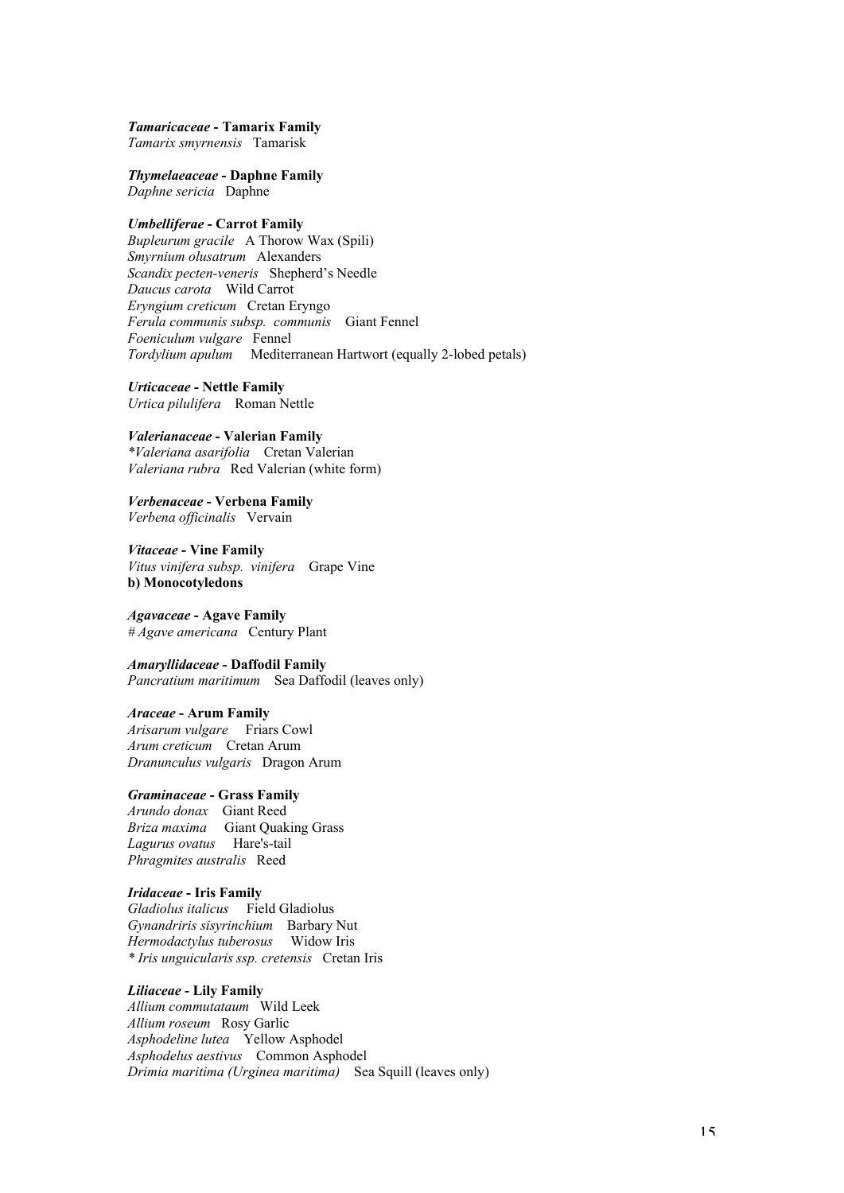***Tamaricaceae* - Tamarix Family**
*Tamarix smyrnensis* Tamarisk

***Thymelaeaceae* - Daphne Family**
*Daphne sericia* Daphne

***Umbelliferae* - Carrot Family**
*Bupleurum gracile* A Thorow Wax (Spili)
*Smyrnium olusatrum* Alexanders
*Scandix pecten-veneris* Shepherd's Needle
*Daucus carota* Wild Carrot
*Eryngium creticum* Cretan Eryngo
*Ferula communis subsp. communis* Giant Fennel
*Foeniculum vulgare* Fennel
*Tordylium apulum* Mediterranean Hartwort (equally 2-lobed petals)

***Urticaceae* - Nettle Family**
*Urtica pilulifera* Roman Nettle

***Valerianaceae* - Valerian Family**
**Valeriana asarifolia* Cretan Valerian
*Valeriana rubra* Red Valerian (white form)

***Verbenaceae* - Verbena Family**
*Verbena officinalis* Vervain

***Vitaceae* - Vine Family**
*Vitus vinifera subsp. vinifera* Grape Vine
**b) Monocotyledons**

***Agavaceae* - Agave Family**
*# Agave americana* Century Plant

***Amaryllidaceae* - Daffodil Family**
*Pancratium maritimum* Sea Daffodil (leaves only)

***Araceae* - Arum Family**
*Arisarum vulgare* Friars Cowl
*Arum creticum* Cretan Arum
*Dranunculus vulgaris* Dragon Arum

***Graminaceae* - Grass Family**
*Arundo donax* Giant Reed
*Briza maxima* Giant Quaking Grass
*Lagurus ovatus* Hare's-tail
*Phragmites australis* Reed

***Iridaceae* - Iris Family**
*Gladiolus italicus* Field Gladiolus
*Gynandriris sisyrinchium* Barbary Nut
*Hermodactylus tuberosus* Widow Iris
*\* Iris unguicularis ssp. cretensis* Cretan Iris

***Liliaceae* - Lily Family**
*Allium commutataum* Wild Leek
*Allium roseum* Rosy Garlic
*Asphodeline lutea* Yellow Asphodel
*Asphodelus aestivus* Common Asphodel
*Drimia maritima (Urginea maritima)* Sea Squill (leaves only)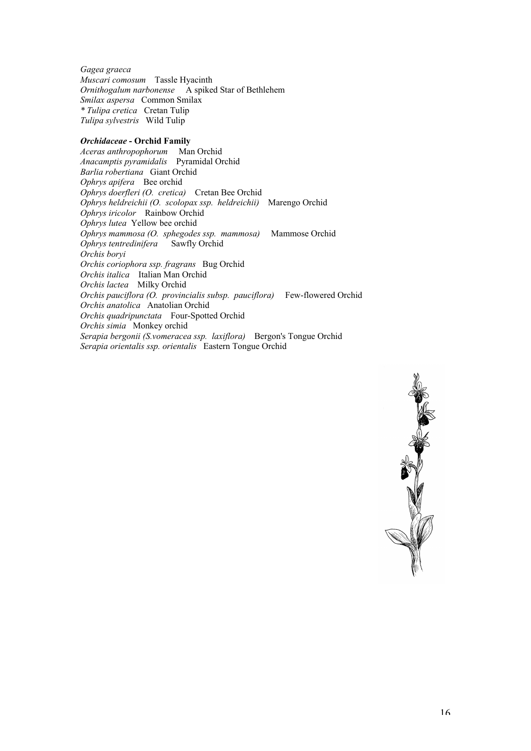*Gagea graeca*
*Muscari comosum* Tassle Hyacinth
*Ornithogalum narbonense* A spiked Star of Bethlehem
*Smilax aspersa* Common Smilax
*\* Tulipa cretica* Cretan Tulip
*Tulipa sylvestris* Wild Tulip

***Orchidaceae* - Orchid Family**

*Aceras anthropophorum* Man Orchid
*Anacamptis pyramidalis* Pyramidal Orchid
*Barlia robertiana* Giant Orchid
*Ophrys apifera* Bee orchid
*Ophrys doerfleri (O. cretica)* Cretan Bee Orchid
*Ophrys heldreichii (O. scolopax ssp. heldreichii)* Marengo Orchid
*Ophrys iricolor* Rainbow Orchid
*Ophrys lutea* Yellow bee orchid
*Ophrys mammosa (O. sphegodes ssp. mammosa)* Mammose Orchid
*Ophrys tentredinifera* Sawfly Orchid
*Orchis boryi*
*Orchis coriophora ssp. fragrans* Bug Orchid
*Orchis italica* Italian Man Orchid
*Orchis lactea* Milky Orchid
*Orchis pauciflora (O. provincialis subsp. pauciflora)* Few-flowered Orchid
*Orchis anatolica* Anatolian Orchid
*Orchis quadripunctata* Four-Spotted Orchid
*Orchis simia* Monkey orchid
*Serapia bergonii (S.vomeracea ssp. laxiflora)* Bergon's Tongue Orchid
*Serapia orientalis ssp. orientalis* Eastern Tongue Orchid